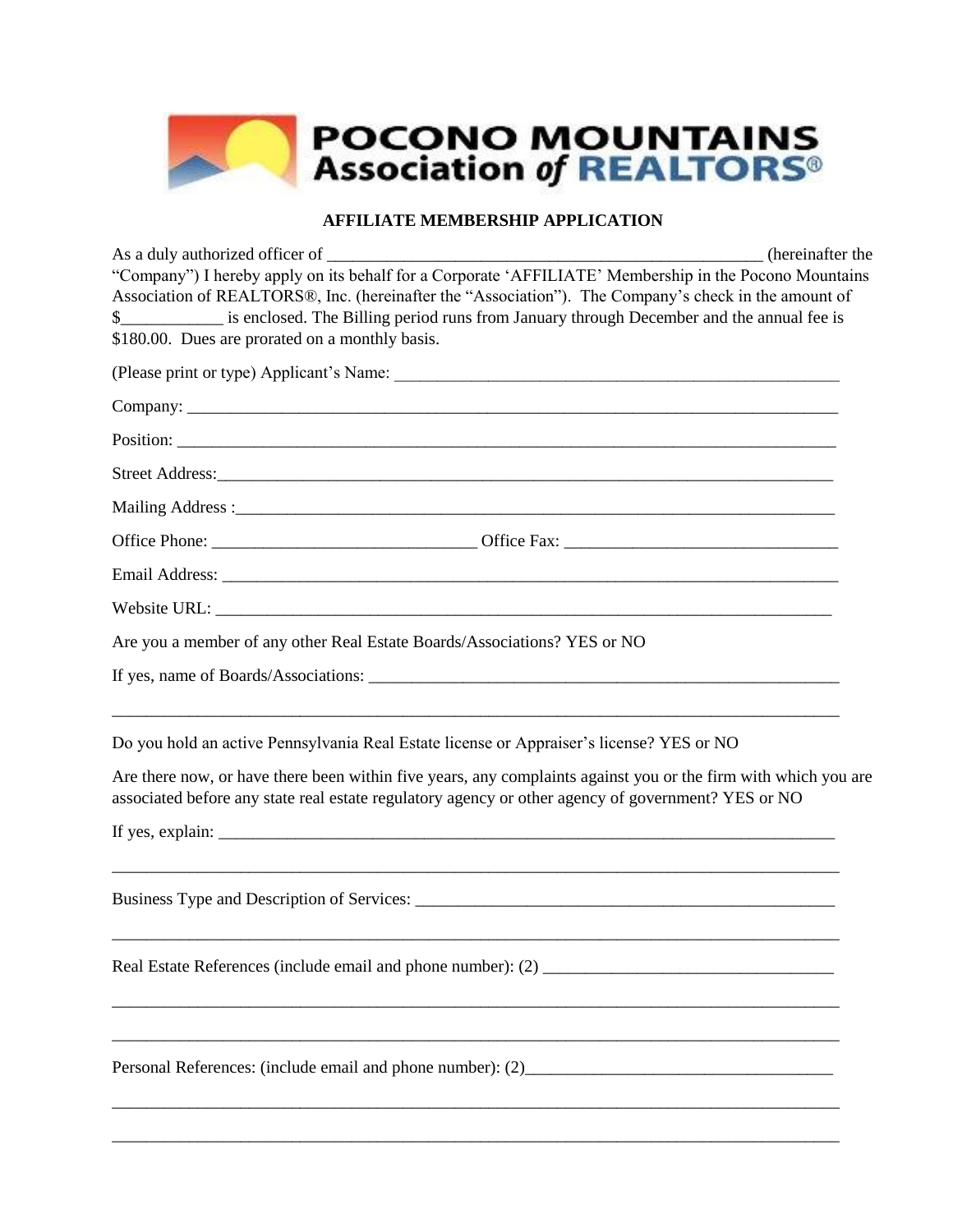# POCONO MOUNTAINS Association of REALTORS®

## AFFILIATE MEMBERSHIP APPLICATION

As a duly authorized officer of ____________________________________________________ (hereinafter the "Company") I hereby apply on its behalf for a Corporate 'AFFILIATE' Membership in the Pocono Mountains Association of REALTORS®, Inc. (hereinafter the "Association"). The Company's check in the amount of $____________ is enclosed. The Billing period runs from January through December and the annual fee is $180.00. Dues are prorated on a monthly basis.

(Please print or type) Applicant's Name: ______________________________________________________

Company: ______________________________________________________________________________

Position: _______________________________________________________________________________

Street Address:__________________________________________________________________________

Mailing Address :________________________________________________________________________

Office Phone: _______________________________ Office Fax: ________________________________

Email Address: __________________________________________________________________________

Website URL: ___________________________________________________________________________

Are you a member of any other Real Estate Boards/Associations? YES or NO

If yes, name of Boards/Associations: ________________________________________________________

_______________________________________________________________________________________

Do you hold an active Pennsylvania Real Estate license or Appraiser's license? YES or NO

Are there now, or have there been within five years, any complaints against you or the firm with which you are associated before any state real estate regulatory agency or other agency of government? YES or NO

If yes, explain: __________________________________________________________________________

_______________________________________________________________________________________

Business Type and Description of Services: ___________________________________________________

_______________________________________________________________________________________

Real Estate References (include email and phone number): (2) __________________________________

_______________________________________________________________________________________

_______________________________________________________________________________________

Personal References: (include email and phone number): (2)____________________________________

_______________________________________________________________________________________

_______________________________________________________________________________________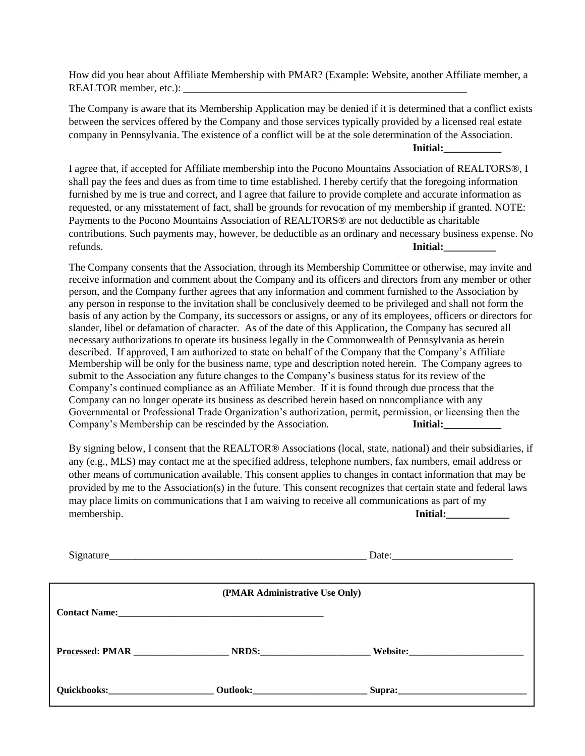How did you hear about Affiliate Membership with PMAR? (Example: Website, another Affiliate member, a REALTOR member, etc.): ________________________________________________________

The Company is aware that its Membership Application may be denied if it is determined that a conflict exists between the services offered by the Company and those services typically provided by a licensed real estate company in Pennsylvania. The existence of a conflict will be at the sole determination of the Association.

**Initial:___________**

I agree that, if accepted for Affiliate membership into the Pocono Mountains Association of REALTORS®, I shall pay the fees and dues as from time to time established. I hereby certify that the foregoing information furnished by me is true and correct, and I agree that failure to provide complete and accurate information as requested, or any misstatement of fact, shall be grounds for revocation of my membership if granted. NOTE: Payments to the Pocono Mountains Association of REALTORS® are not deductible as charitable contributions. Such payments may, however, be deductible as an ordinary and necessary business expense. No refunds. **Initial:__________**

The Company consents that the Association, through its Membership Committee or otherwise, may invite and receive information and comment about the Company and its officers and directors from any member or other person, and the Company further agrees that any information and comment furnished to the Association by any person in response to the invitation shall be conclusively deemed to be privileged and shall not form the basis of any action by the Company, its successors or assigns, or any of its employees, officers or directors for slander, libel or defamation of character. As of the date of this Application, the Company has secured all necessary authorizations to operate its business legally in the Commonwealth of Pennsylvania as herein described. If approved, I am authorized to state on behalf of the Company that the Company's Affiliate Membership will be only for the business name, type and description noted herein. The Company agrees to submit to the Association any future changes to the Company's business status for its review of the Company's continued compliance as an Affiliate Member. If it is found through due process that the Company can no longer operate its business as described herein based on noncompliance with any Governmental or Professional Trade Organization's authorization, permit, permission, or licensing then the Company's Membership can be rescinded by the Association. **Initial:___________**

By signing below, I consent that the REALTOR® Associations (local, state, national) and their subsidiaries, if any (e.g., MLS) may contact me at the specified address, telephone numbers, fax numbers, email address or other means of communication available. This consent applies to changes in contact information that may be provided by me to the Association(s) in the future. This consent recognizes that certain state and federal laws may place limits on communications that I am waiving to receive all communications as part of my membership. **Initial:____________**

Signature___________________________________________________ Date:_______________________

**(PMAR Administrative Use Only)**

**Contact Name:____________________________________________**

**Processed: PMAR ___________________ NRDS:______________________ Website:________________________**

**Quickbooks:______________________ Outlook:________________________ Supra:___________________________**